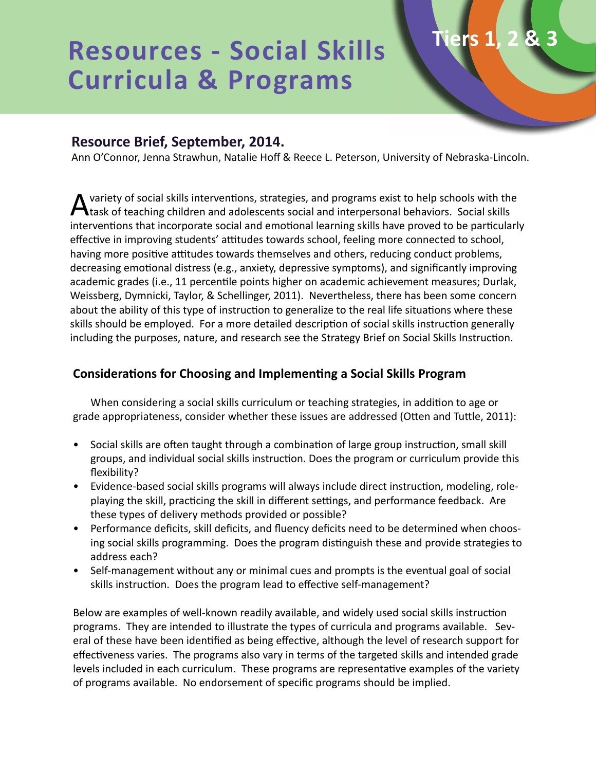# Resources - Social Skills Curricula & Programs

Tiers 1, 2 & 3

## Resource Brief, September, 2014.

Ann O'Connor, Jenna Strawhun, Natalie Hoff & Reece L. Peterson, University of Nebraska-Lincoln.

A variety of social skills interventions, strategies, and programs exist to help schools with the task of teaching children and adolescents social and interpersonal behaviors. Social skills interventions that incorporate social and emotional learning skills have proved to be particularly effective in improving students' attitudes towards school, feeling more connected to school, having more positive attitudes towards themselves and others, reducing conduct problems, decreasing emotional distress (e.g., anxiety, depressive symptoms), and significantly improving academic grades (i.e., 11 percentile points higher on academic achievement measures; Durlak, Weissberg, Dymnicki, Taylor, & Schellinger, 2011). Nevertheless, there has been some concern about the ability of this type of instruction to generalize to the real life situations where these skills should be employed. For a more detailed description of social skills instruction generally including the purposes, nature, and research see the Strategy Brief on Social Skills Instruction.

### Considerations for Choosing and Implementing a Social Skills Program

When considering a social skills curriculum or teaching strategies, in addition to age or grade appropriateness, consider whether these issues are addressed (Otten and Tuttle, 2011):

- Social skills are often taught through a combination of large group instruction, small skill groups, and individual social skills instruction. Does the program or curriculum provide this flexibility?
- Evidence-based social skills programs will always include direct instruction, modeling, role-playing the skill, practicing the skill in different settings, and performance feedback. Are these types of delivery methods provided or possible?
- Performance deficits, skill deficits, and fluency deficits need to be determined when choosing social skills programming. Does the program distinguish these and provide strategies to address each?
- Self-management without any or minimal cues and prompts is the eventual goal of social skills instruction. Does the program lead to effective self-management?

Below are examples of well-known readily available, and widely used social skills instruction programs. They are intended to illustrate the types of curricula and programs available. Several of these have been identified as being effective, although the level of research support for effectiveness varies. The programs also vary in terms of the targeted skills and intended grade levels included in each curriculum. These programs are representative examples of the variety of programs available. No endorsement of specific programs should be implied.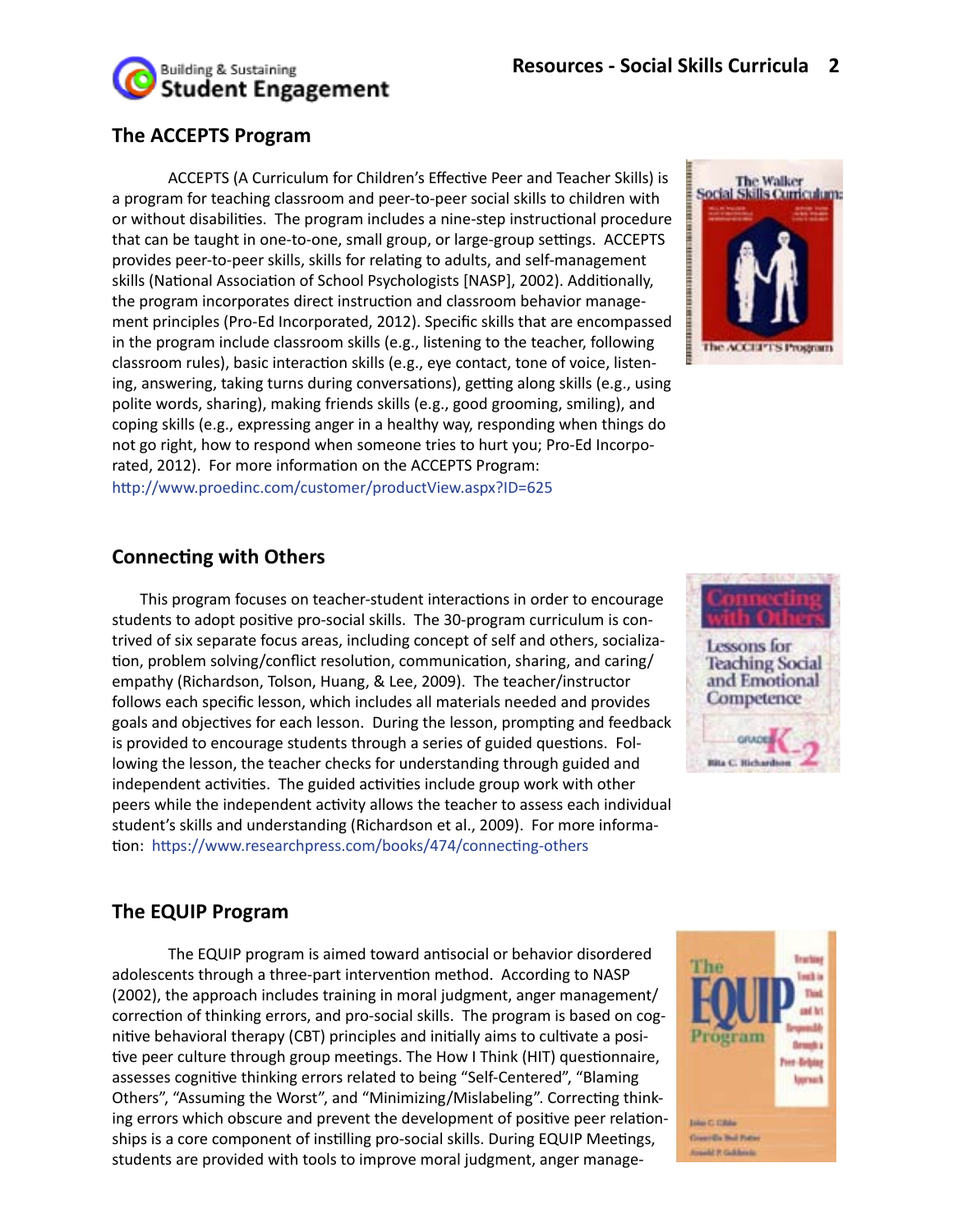## The ACCEPTS Program

ACCEPTS (A Curriculum for Children's Effective Peer and Teacher Skills) is a program for teaching classroom and peer-to-peer social skills to children with or without disabilities. The program includes a nine-step instructional procedure that can be taught in one-to-one, small group, or large-group settings. ACCEPTS provides peer-to-peer skills, skills for relating to adults, and self-management skills (National Association of School Psychologists [NASP], 2002). Additionally, the program incorporates direct instruction and classroom behavior management principles (Pro-Ed Incorporated, 2012). Specific skills that are encompassed in the program include classroom skills (e.g., listening to the teacher, following classroom rules), basic interaction skills (e.g., eye contact, tone of voice, listening, answering, taking turns during conversations), getting along skills (e.g., using polite words, sharing), making friends skills (e.g., good grooming, smiling), and coping skills (e.g., expressing anger in a healthy way, responding when things do not go right, how to respond when someone tries to hurt you; Pro-Ed Incorporated, 2012). For more information on the ACCEPTS Program: http://www.proedinc.com/customer/productView.aspx?ID=625

## Connecting with Others

This program focuses on teacher-student interactions in order to encourage students to adopt positive pro-social skills. The 30-program curriculum is contrived of six separate focus areas, including concept of self and others, socialization, problem solving/conflict resolution, communication, sharing, and caring/empathy (Richardson, Tolson, Huang, & Lee, 2009). The teacher/instructor follows each specific lesson, which includes all materials needed and provides goals and objectives for each lesson. During the lesson, prompting and feedback is provided to encourage students through a series of guided questions. Following the lesson, the teacher checks for understanding through guided and independent activities. The guided activities include group work with other peers while the independent activity allows the teacher to assess each individual student's skills and understanding (Richardson et al., 2009). For more information: https://www.researchpress.com/books/474/connecting-others

## The EQUIP Program

The EQUIP program is aimed toward antisocial or behavior disordered adolescents through a three-part intervention method. According to NASP (2002), the approach includes training in moral judgment, anger management/correction of thinking errors, and pro-social skills. The program is based on cognitive behavioral therapy (CBT) principles and initially aims to cultivate a positive peer culture through group meetings. The How I Think (HIT) questionnaire, assesses cognitive thinking errors related to being "Self-Centered", "Blaming Others", "Assuming the Worst", and "Minimizing/Mislabeling". Correcting thinking errors which obscure and prevent the development of positive peer relationships is a core component of instilling pro-social skills. During EQUIP Meetings, students are provided with tools to improve moral judgment, anger manage-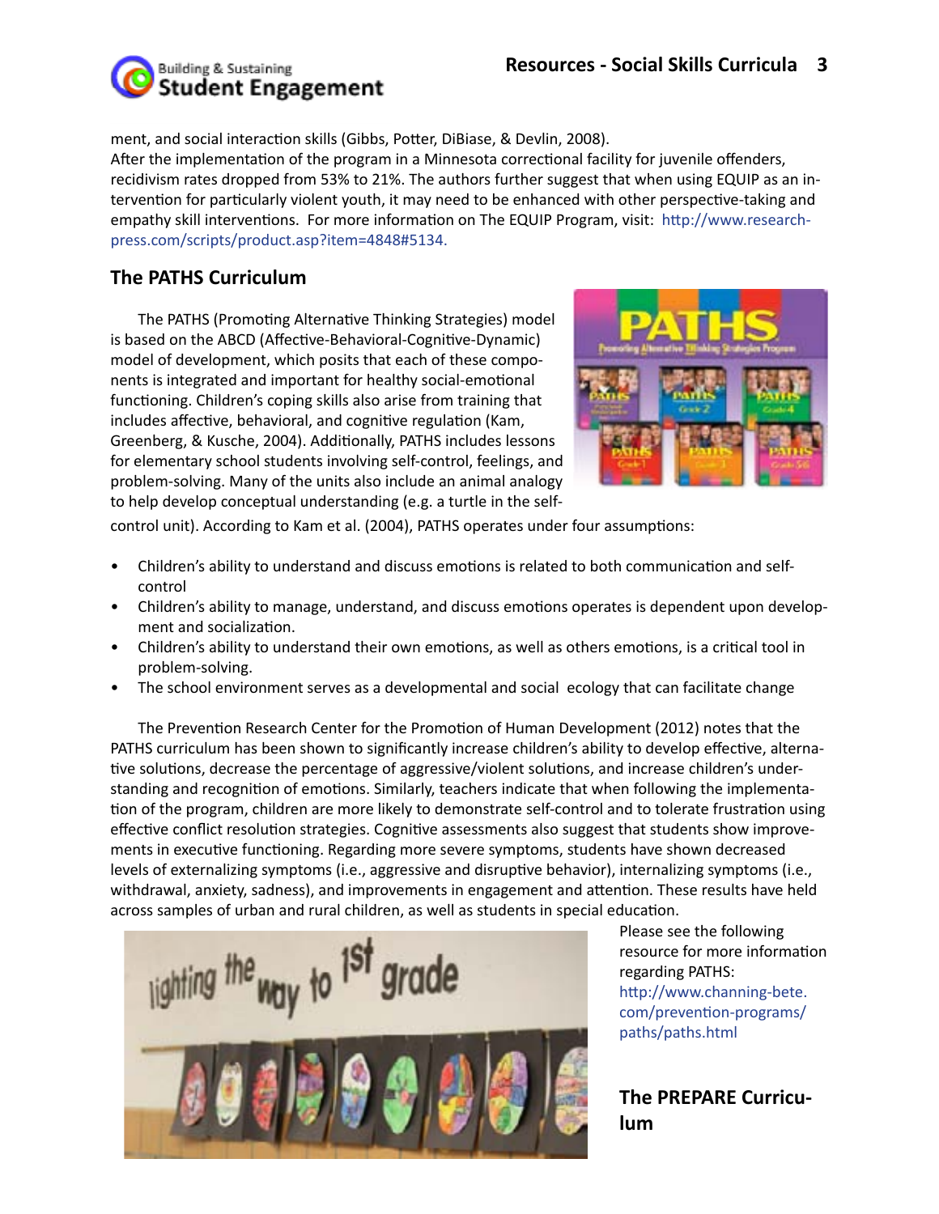ment, and social interaction skills (Gibbs, Potter, DiBiase, & Devlin, 2008).
After the implementation of the program in a Minnesota correctional facility for juvenile offenders, recidivism rates dropped from 53% to 21%. The authors further suggest that when using EQUIP as an intervention for particularly violent youth, it may need to be enhanced with other perspective-taking and empathy skill interventions. For more information on The EQUIP Program, visit: http://www.researchpress.com/scripts/product.asp?item=4848#5134.

## The PATHS Curriculum

The PATHS (Promoting Alternative Thinking Strategies) model is based on the ABCD (Affective-Behavioral-Cognitive-Dynamic) model of development, which posits that each of these components is integrated and important for healthy social-emotional functioning. Children's coping skills also arise from training that includes affective, behavioral, and cognitive regulation (Kam, Greenberg, & Kusche, 2004). Additionally, PATHS includes lessons for elementary school students involving self-control, feelings, and problem-solving. Many of the units also include an animal analogy to help develop conceptual understanding (e.g. a turtle in the self-control unit). According to Kam et al. (2004), PATHS operates under four assumptions:

- Children's ability to understand and discuss emotions is related to both communication and self-control
- Children's ability to manage, understand, and discuss emotions operates is dependent upon development and socialization.
- Children's ability to understand their own emotions, as well as others emotions, is a critical tool in problem-solving.
- The school environment serves as a developmental and social ecology that can facilitate change

The Prevention Research Center for the Promotion of Human Development (2012) notes that the PATHS curriculum has been shown to significantly increase children's ability to develop effective, alternative solutions, decrease the percentage of aggressive/violent solutions, and increase children's understanding and recognition of emotions. Similarly, teachers indicate that when following the implementation of the program, children are more likely to demonstrate self-control and to tolerate frustration using effective conflict resolution strategies. Cognitive assessments also suggest that students show improvements in executive functioning. Regarding more severe symptoms, students have shown decreased levels of externalizing symptoms (i.e., aggressive and disruptive behavior), internalizing symptoms (i.e., withdrawal, anxiety, sadness), and improvements in engagement and attention. These results have held across samples of urban and rural children, as well as students in special education.

Please see the following resource for more information regarding PATHS: http://www.channing-bete.com/prevention-programs/paths/paths.html

## The PREPARE Curriculum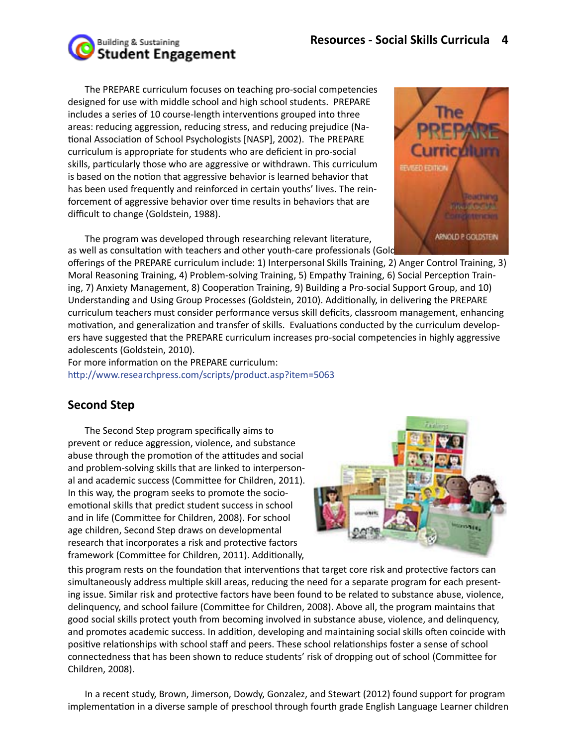The PREPARE curriculum focuses on teaching pro-social competencies designed for use with middle school and high school students. PREPARE includes a series of 10 course-length interventions grouped into three areas: reducing aggression, reducing stress, and reducing prejudice (National Association of School Psychologists [NASP], 2002). The PREPARE curriculum is appropriate for students who are deficient in pro-social skills, particularly those who are aggressive or withdrawn. This curriculum is based on the notion that aggressive behavior is learned behavior that has been used frequently and reinforced in certain youths' lives. The reinforcement of aggressive behavior over time results in behaviors that are difficult to change (Goldstein, 1988).

The program was developed through researching relevant literature, as well as consultation with teachers and other youth-care professionals (Gold offerings of the PREPARE curriculum include: 1) Interpersonal Skills Training, 2) Anger Control Training, 3) Moral Reasoning Training, 4) Problem-solving Training, 5) Empathy Training, 6) Social Perception Training, 7) Anxiety Management, 8) Cooperation Training, 9) Building a Pro-social Support Group, and 10) Understanding and Using Group Processes (Goldstein, 2010). Additionally, in delivering the PREPARE curriculum teachers must consider performance versus skill deficits, classroom management, enhancing motivation, and generalization and transfer of skills. Evaluations conducted by the curriculum developers have suggested that the PREPARE curriculum increases pro-social competencies in highly aggressive adolescents (Goldstein, 2010).

For more information on the PREPARE curriculum:
http://www.researchpress.com/scripts/product.asp?item=5063

## Second Step

The Second Step program specifically aims to prevent or reduce aggression, violence, and substance abuse through the promotion of the attitudes and social and problem-solving skills that are linked to interpersonal and academic success (Committee for Children, 2011). In this way, the program seeks to promote the socio-emotional skills that predict student success in school and in life (Committee for Children, 2008). For school age children, Second Step draws on developmental research that incorporates a risk and protective factors framework (Committee for Children, 2011). Additionally, this program rests on the foundation that interventions that target core risk and protective factors can simultaneously address multiple skill areas, reducing the need for a separate program for each presenting issue. Similar risk and protective factors have been found to be related to substance abuse, violence, delinquency, and school failure (Committee for Children, 2008). Above all, the program maintains that good social skills protect youth from becoming involved in substance abuse, violence, and delinquency, and promotes academic success. In addition, developing and maintaining social skills often coincide with positive relationships with school staff and peers. These school relationships foster a sense of school connectedness that has been shown to reduce students' risk of dropping out of school (Committee for Children, 2008).

In a recent study, Brown, Jimerson, Dowdy, Gonzalez, and Stewart (2012) found support for program implementation in a diverse sample of preschool through fourth grade English Language Learner children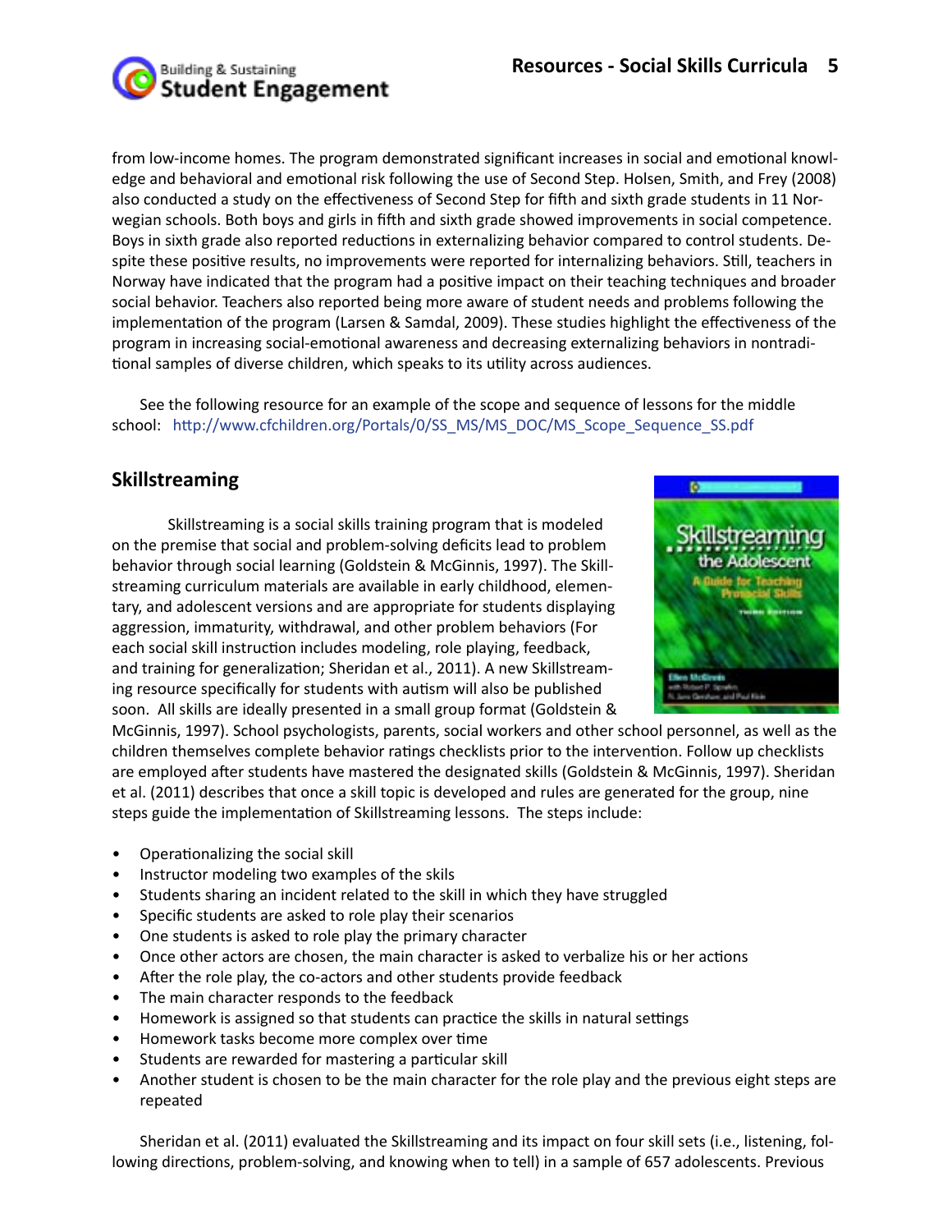from low-income homes. The program demonstrated significant increases in social and emotional knowledge and behavioral and emotional risk following the use of Second Step. Holsen, Smith, and Frey (2008) also conducted a study on the effectiveness of Second Step for fifth and sixth grade students in 11 Norwegian schools. Both boys and girls in fifth and sixth grade showed improvements in social competence. Boys in sixth grade also reported reductions in externalizing behavior compared to control students. Despite these positive results, no improvements were reported for internalizing behaviors. Still, teachers in Norway have indicated that the program had a positive impact on their teaching techniques and broader social behavior. Teachers also reported being more aware of student needs and problems following the implementation of the program (Larsen & Samdal, 2009). These studies highlight the effectiveness of the program in increasing social-emotional awareness and decreasing externalizing behaviors in nontraditional samples of diverse children, which speaks to its utility across audiences.

See the following resource for an example of the scope and sequence of lessons for the middle school: http://www.cfchildren.org/Portals/0/SS_MS/MS_DOC/MS_Scope_Sequence_SS.pdf

## Skillstreaming

Skillstreaming is a social skills training program that is modeled on the premise that social and problem-solving deficits lead to problem behavior through social learning (Goldstein & McGinnis, 1997). The Skillstreaming curriculum materials are available in early childhood, elementary, and adolescent versions and are appropriate for students displaying aggression, immaturity, withdrawal, and other problem behaviors (For each social skill instruction includes modeling, role playing, feedback, and training for generalization; Sheridan et al., 2011). A new Skillstreaming resource specifically for students with autism will also be published soon. All skills are ideally presented in a small group format (Goldstein & McGinnis, 1997). School psychologists, parents, social workers and other school personnel, as well as the children themselves complete behavior ratings checklists prior to the intervention. Follow up checklists are employed after students have mastered the designated skills (Goldstein & McGinnis, 1997). Sheridan et al. (2011) describes that once a skill topic is developed and rules are generated for the group, nine steps guide the implementation of Skillstreaming lessons. The steps include:

- Operationalizing the social skill
- Instructor modeling two examples of the skils
- Students sharing an incident related to the skill in which they have struggled
- Specific students are asked to role play their scenarios
- One students is asked to role play the primary character
- Once other actors are chosen, the main character is asked to verbalize his or her actions
- After the role play, the co-actors and other students provide feedback
- The main character responds to the feedback
- Homework is assigned so that students can practice the skills in natural settings
- Homework tasks become more complex over time
- Students are rewarded for mastering a particular skill
- Another student is chosen to be the main character for the role play and the previous eight steps are repeated

Sheridan et al. (2011) evaluated the Skillstreaming and its impact on four skill sets (i.e., listening, following directions, problem-solving, and knowing when to tell) in a sample of 657 adolescents. Previous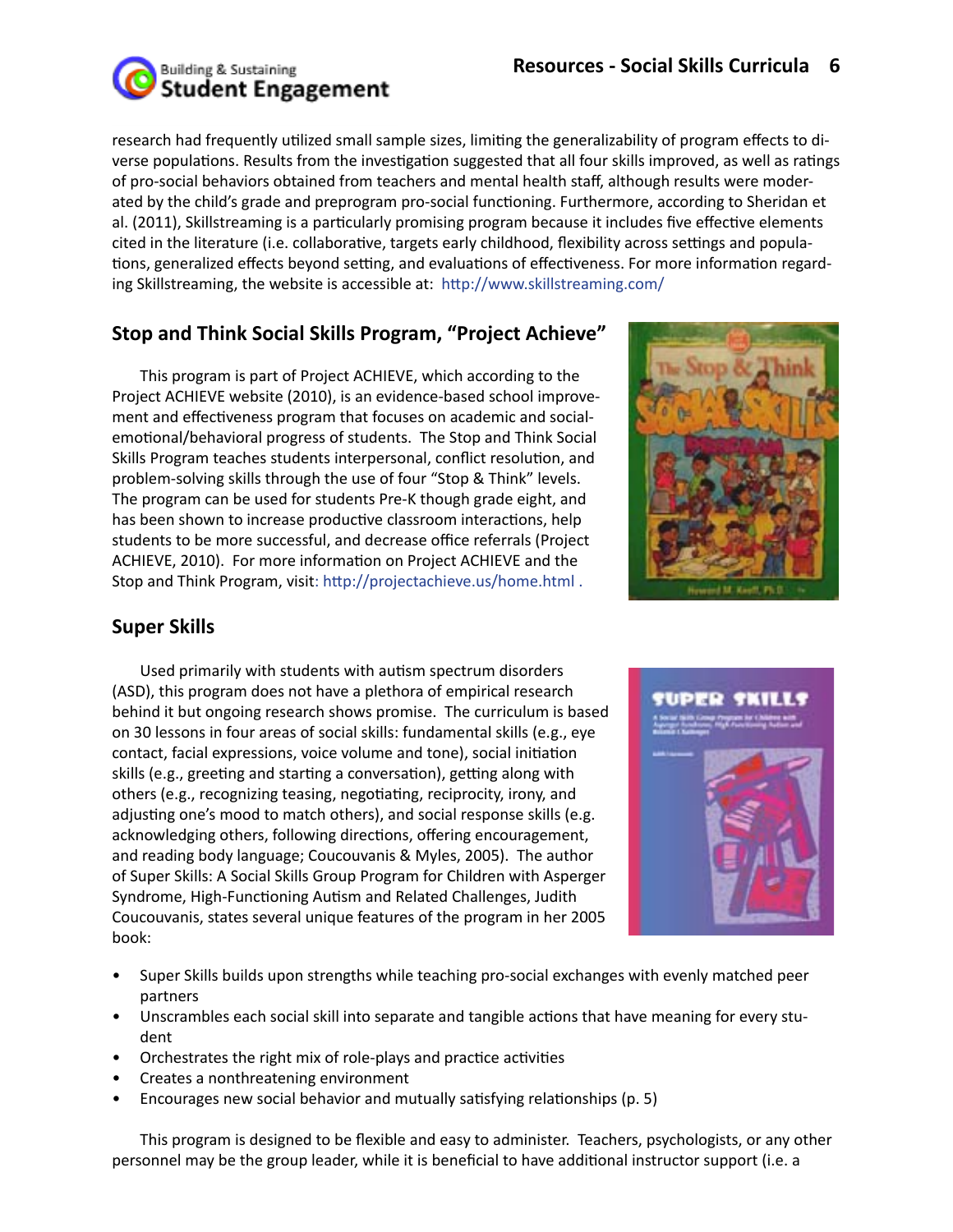research had frequently utilized small sample sizes, limiting the generalizability of program effects to diverse populations. Results from the investigation suggested that all four skills improved, as well as ratings of pro-social behaviors obtained from teachers and mental health staff, although results were moderated by the child's grade and preprogram pro-social functioning. Furthermore, according to Sheridan et al. (2011), Skillstreaming is a particularly promising program because it includes five effective elements cited in the literature (i.e. collaborative, targets early childhood, flexibility across settings and populations, generalized effects beyond setting, and evaluations of effectiveness. For more information regarding Skillstreaming, the website is accessible at: http://www.skillstreaming.com/

## Stop and Think Social Skills Program, "Project Achieve"

This program is part of Project ACHIEVE, which according to the Project ACHIEVE website (2010), is an evidence-based school improvement and effectiveness program that focuses on academic and social-emotional/behavioral progress of students. The Stop and Think Social Skills Program teaches students interpersonal, conflict resolution, and problem-solving skills through the use of four "Stop & Think" levels. The program can be used for students Pre-K though grade eight, and has been shown to increase productive classroom interactions, help students to be more successful, and decrease office referrals (Project ACHIEVE, 2010). For more information on Project ACHIEVE and the Stop and Think Program, visit: http://projectachieve.us/home.html .

## Super Skills

Used primarily with students with autism spectrum disorders (ASD), this program does not have a plethora of empirical research behind it but ongoing research shows promise. The curriculum is based on 30 lessons in four areas of social skills: fundamental skills (e.g., eye contact, facial expressions, voice volume and tone), social initiation skills (e.g., greeting and starting a conversation), getting along with others (e.g., recognizing teasing, negotiating, reciprocity, irony, and adjusting one's mood to match others), and social response skills (e.g. acknowledging others, following directions, offering encouragement, and reading body language; Coucouvanis & Myles, 2005). The author of Super Skills: A Social Skills Group Program for Children with Asperger Syndrome, High-Functioning Autism and Related Challenges, Judith Coucouvanis, states several unique features of the program in her 2005 book:

- Super Skills builds upon strengths while teaching pro-social exchanges with evenly matched peer partners
- Unscrambles each social skill into separate and tangible actions that have meaning for every student
- Orchestrates the right mix of role-plays and practice activities
- Creates a nonthreatening environment
- Encourages new social behavior and mutually satisfying relationships (p. 5)

This program is designed to be flexible and easy to administer. Teachers, psychologists, or any other personnel may be the group leader, while it is beneficial to have additional instructor support (i.e. a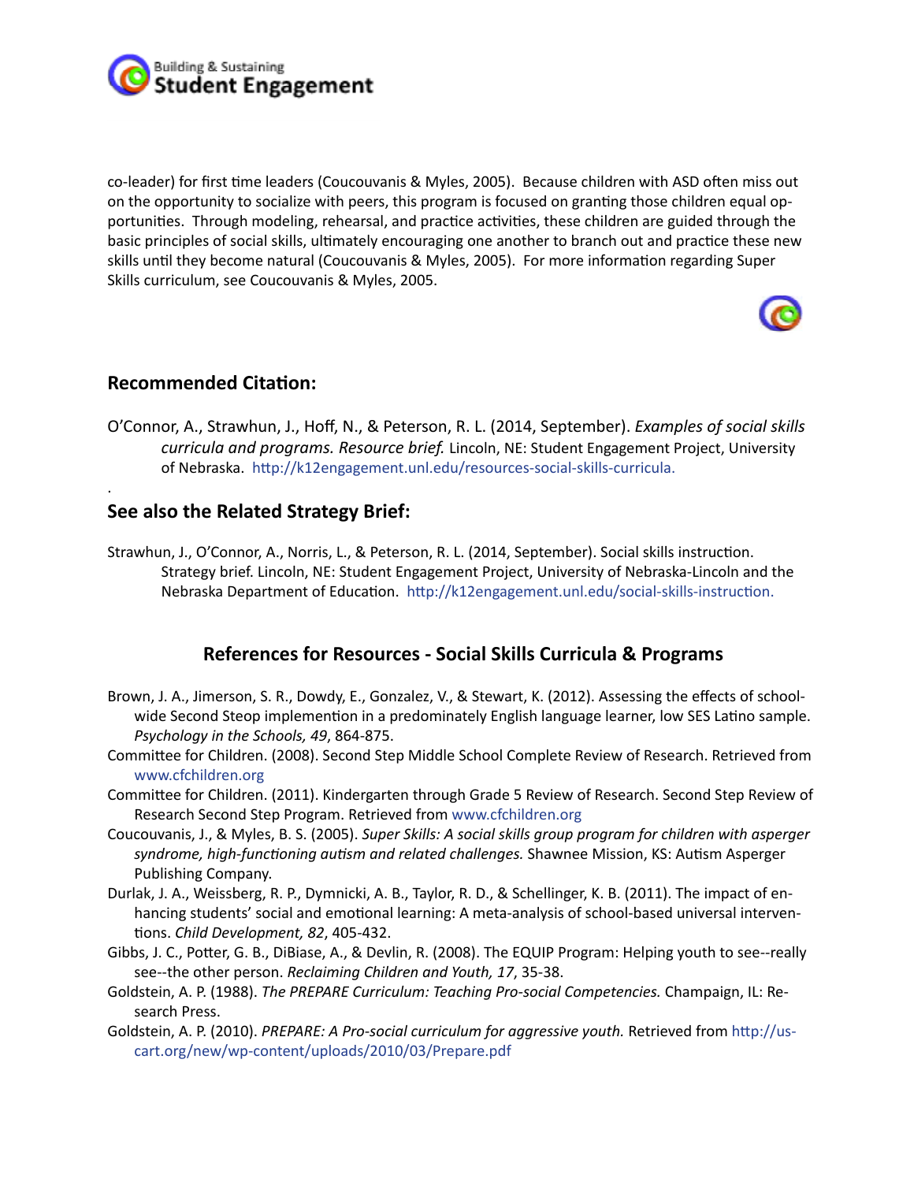co-leader) for first time leaders (Coucouvanis & Myles, 2005). Because children with ASD often miss out on the opportunity to socialize with peers, this program is focused on granting those children equal opportunities. Through modeling, rehearsal, and practice activities, these children are guided through the basic principles of social skills, ultimately encouraging one another to branch out and practice these new skills until they become natural (Coucouvanis & Myles, 2005). For more information regarding Super Skills curriculum, see Coucouvanis & Myles, 2005.

## Recommended Citation:

O'Connor, A., Strawhun, J., Hoff, N., & Peterson, R. L. (2014, September). *Examples of social skills curricula and programs. Resource brief.* Lincoln, NE: Student Engagement Project, University of Nebraska. http://k12engagement.unl.edu/resources-social-skills-curricula.

.

## See also the Related Strategy Brief:

Strawhun, J., O'Connor, A., Norris, L., & Peterson, R. L. (2014, September). Social skills instruction. Strategy brief. Lincoln, NE: Student Engagement Project, University of Nebraska-Lincoln and the Nebraska Department of Education. http://k12engagement.unl.edu/social-skills-instruction.

## References for Resources - Social Skills Curricula & Programs

Brown, J. A., Jimerson, S. R., Dowdy, E., Gonzalez, V., & Stewart, K. (2012). Assessing the effects of school-wide Second Steop implemention in a predominately English language learner, low SES Latino sample. *Psychology in the Schools, 49*, 864-875.

Committee for Children. (2008). Second Step Middle School Complete Review of Research. Retrieved from www.cfchildren.org

Committee for Children. (2011). Kindergarten through Grade 5 Review of Research. Second Step Review of Research Second Step Program. Retrieved from www.cfchildren.org

Coucouvanis, J., & Myles, B. S. (2005). *Super Skills: A social skills group program for children with asperger syndrome, high-functioning autism and related challenges.* Shawnee Mission, KS: Autism Asperger Publishing Company.

Durlak, J. A., Weissberg, R. P., Dymnicki, A. B., Taylor, R. D., & Schellinger, K. B. (2011). The impact of enhancing students' social and emotional learning: A meta-analysis of school-based universal interventions. *Child Development, 82*, 405-432.

Gibbs, J. C., Potter, G. B., DiBiase, A., & Devlin, R. (2008). The EQUIP Program: Helping youth to see--really see--the other person. *Reclaiming Children and Youth, 17*, 35-38.

Goldstein, A. P. (1988). *The PREPARE Curriculum: Teaching Pro-social Competencies.* Champaign, IL: Research Press.

Goldstein, A. P. (2010). *PREPARE: A Pro-social curriculum for aggressive youth.* Retrieved from http://uscart.org/new/wp-content/uploads/2010/03/Prepare.pdf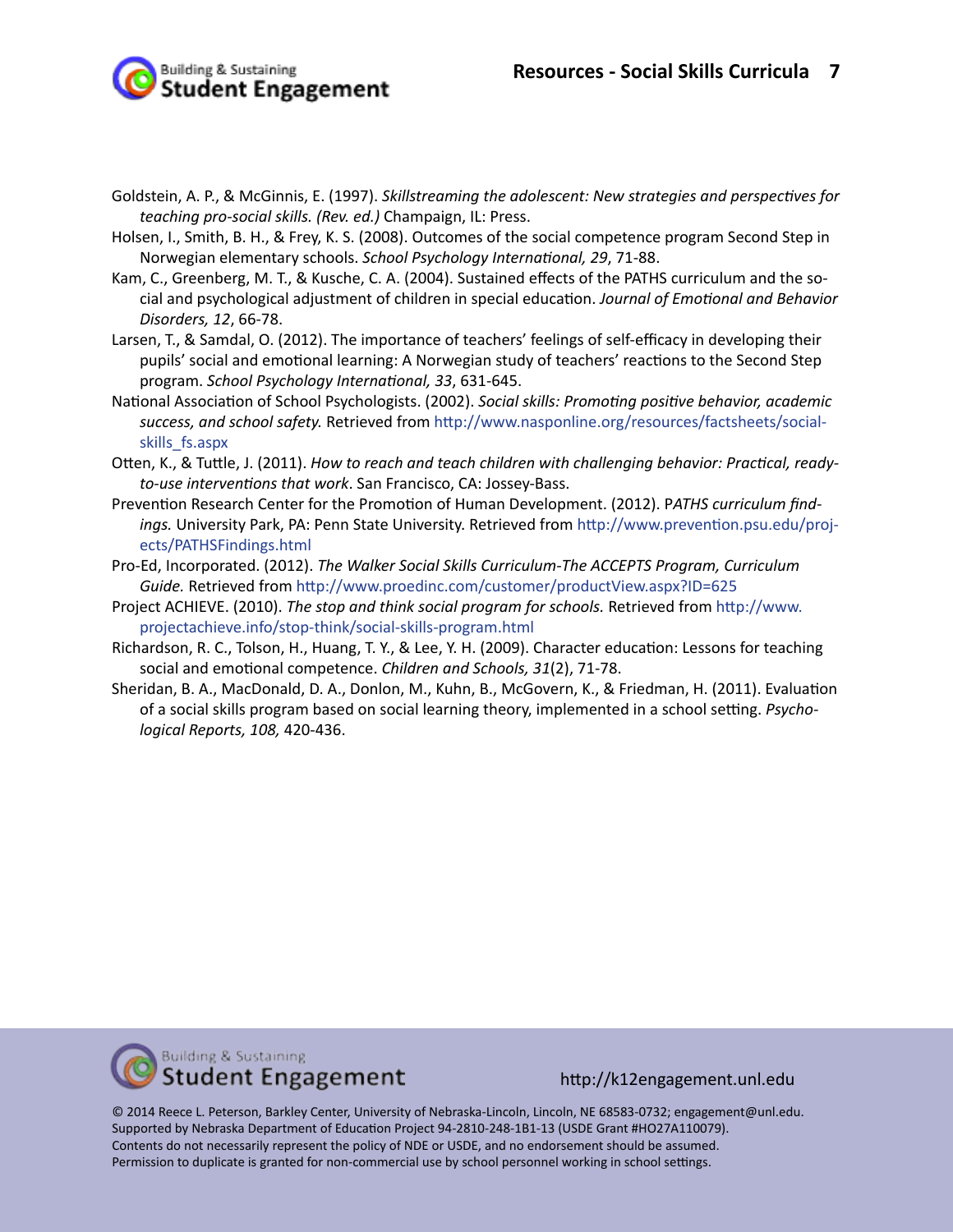Goldstein, A. P., & McGinnis, E. (1997). *Skillstreaming the adolescent: New strategies and perspectives for teaching pro-social skills. (Rev. ed.)* Champaign, IL: Press.

Holsen, I., Smith, B. H., & Frey, K. S. (2008). Outcomes of the social competence program Second Step in Norwegian elementary schools. *School Psychology International, 29*, 71-88.

Kam, C., Greenberg, M. T., & Kusche, C. A. (2004). Sustained effects of the PATHS curriculum and the social and psychological adjustment of children in special education. *Journal of Emotional and Behavior Disorders, 12*, 66-78.

Larsen, T., & Samdal, O. (2012). The importance of teachers' feelings of self-efficacy in developing their pupils' social and emotional learning: A Norwegian study of teachers' reactions to the Second Step program. *School Psychology International, 33*, 631-645.

National Association of School Psychologists. (2002). *Social skills: Promoting positive behavior, academic success, and school safety.* Retrieved from http://www.nasponline.org/resources/factsheets/socialskills_fs.aspx

Otten, K., & Tuttle, J. (2011). *How to reach and teach children with challenging behavior: Practical, ready-to-use interventions that work*. San Francisco, CA: Jossey-Bass.

Prevention Research Center for the Promotion of Human Development. (2012). P*ATHS curriculum findings.* University Park, PA: Penn State University. Retrieved from http://www.prevention.psu.edu/projects/PATHSFindings.html

Pro-Ed, Incorporated. (2012). *The Walker Social Skills Curriculum-The ACCEPTS Program, Curriculum Guide.* Retrieved from http://www.proedinc.com/customer/productView.aspx?ID=625

Project ACHIEVE. (2010). *The stop and think social program for schools.* Retrieved from http://www.projectachieve.info/stop-think/social-skills-program.html

Richardson, R. C., Tolson, H., Huang, T. Y., & Lee, Y. H. (2009). Character education: Lessons for teaching social and emotional competence. *Children and Schools, 31*(2), 71-78.

Sheridan, B. A., MacDonald, D. A., Donlon, M., Kuhn, B., McGovern, K., & Friedman, H. (2011). Evaluation of a social skills program based on social learning theory, implemented in a school setting. *Psychological Reports, 108,* 420-436.

Building & Sustaining Student Engagement

http://k12engagement.unl.edu

© 2014 Reece L. Peterson, Barkley Center, University of Nebraska-Lincoln, Lincoln, NE 68583-0732; engagement@unl.edu.
Supported by Nebraska Department of Education Project 94-2810-248-1B1-13 (USDE Grant #HO27A110079).
Contents do not necessarily represent the policy of NDE or USDE, and no endorsement should be assumed.
Permission to duplicate is granted for non-commercial use by school personnel working in school settings.